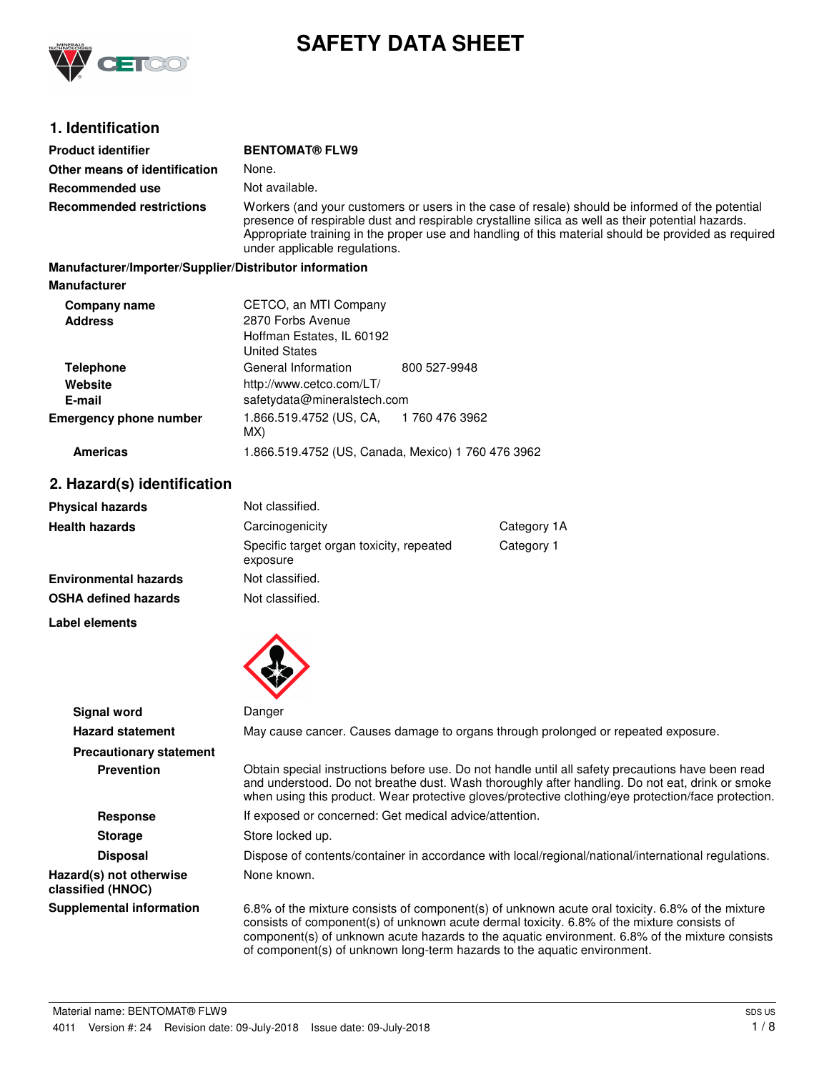# SAFETY DATA SHEET

## 1. Identification

| | |
|---|---|
| **Product identifier** | **BENTOMAT® FLW9** |
| **Other means of identification** | None. |
| **Recommended use** | Not available. |
| **Recommended restrictions** | Workers (and your customers or users in the case of resale) should be informed of the potential presence of respirable dust and respirable crystalline silica as well as their potential hazards. Appropriate training in the proper use and handling of this material should be provided as required under applicable regulations. |

**Manufacturer/Importer/Supplier/Distributor information**

**Manufacturer**

| | | |
|---|---|---|
| **Company name** | CETCO, an MTI Company | |
| **Address** | 2870 Forbs Avenue<br>Hoffman Estates, IL 60192<br>United States | |
| **Telephone** | General Information | 800 527-9948 |
| **Website** | http://www.cetco.com/LT/ | |
| **E-mail** | safetydata@mineralstech.com | |
| **Emergency phone number** | 1.866.519.4752 (US, CA, MX) | 1 760 476 3962 |
| **Americas** | 1.866.519.4752 (US, Canada, Mexico) 1 760 476 3962 | |

## 2. Hazard(s) identification

| | | |
|---|---|---|
| **Physical hazards** | Not classified. | |
| **Health hazards** | Carcinogenicity | Category 1A |
| | Specific target organ toxicity, repeated exposure | Category 1 |
| **Environmental hazards** | Not classified. | |
| **OSHA defined hazards** | Not classified. | |

**Label elements**

| | |
|---|---|
| **Signal word** | Danger |
| **Hazard statement** | May cause cancer. Causes damage to organs through prolonged or repeated exposure. |
| **Precautionary statement** | |
| **Prevention** | Obtain special instructions before use. Do not handle until all safety precautions have been read and understood. Do not breathe dust. Wash thoroughly after handling. Do not eat, drink or smoke when using this product. Wear protective gloves/protective clothing/eye protection/face protection. |
| **Response** | If exposed or concerned: Get medical advice/attention. |
| **Storage** | Store locked up. |
| **Disposal** | Dispose of contents/container in accordance with local/regional/national/international regulations. |
| **Hazard(s) not otherwise classified (HNOC)** | None known. |
| **Supplemental information** | 6.8% of the mixture consists of component(s) of unknown acute oral toxicity. 6.8% of the mixture consists of component(s) of unknown acute dermal toxicity. 6.8% of the mixture consists of component(s) of unknown acute hazards to the aquatic environment. 6.8% of the mixture consists of component(s) of unknown long-term hazards to the aquatic environment. |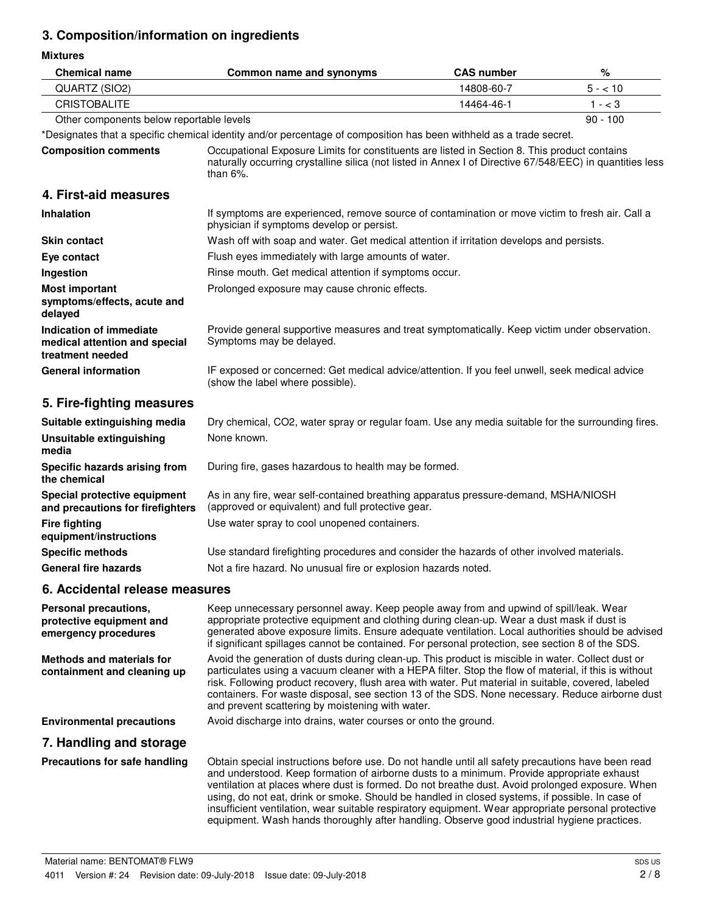## 3. Composition/information on ingredients

**Mixtures**

| Chemical name | Common name and synonyms | CAS number | % |
|---|---|---|---|
| QUARTZ (SIO2) | | 14808-60-7 | 5 - < 10 |
| CRISTOBALITE | | 14464-46-1 | 1 - < 3 |
| Other components below reportable levels | | | 90 - 100 |

*Designates that a specific chemical identity and/or percentage of composition has been withheld as a trade secret.

**Composition comments** Occupational Exposure Limits for constituents are listed in Section 8. This product contains naturally occurring crystalline silica (not listed in Annex I of Directive 67/548/EEC) in quantities less than 6%.

## 4. First-aid measures

**Inhalation** If symptoms are experienced, remove source of contamination or move victim to fresh air. Call a physician if symptoms develop or persist.

**Skin contact** Wash off with soap and water. Get medical attention if irritation develops and persists.

**Eye contact** Flush eyes immediately with large amounts of water.

**Ingestion** Rinse mouth. Get medical attention if symptoms occur.

**Most important symptoms/effects, acute and delayed** Prolonged exposure may cause chronic effects.

**Indication of immediate medical attention and special treatment needed** Provide general supportive measures and treat symptomatically. Keep victim under observation. Symptoms may be delayed.

**General information** IF exposed or concerned: Get medical advice/attention. If you feel unwell, seek medical advice (show the label where possible).

## 5. Fire-fighting measures

**Suitable extinguishing media** Dry chemical, CO2, water spray or regular foam. Use any media suitable for the surrounding fires.

**Unsuitable extinguishing media** None known.

**Specific hazards arising from the chemical** During fire, gases hazardous to health may be formed.

**Special protective equipment and precautions for firefighters** As in any fire, wear self-contained breathing apparatus pressure-demand, MSHA/NIOSH (approved or equivalent) and full protective gear.

**Fire fighting equipment/instructions** Use water spray to cool unopened containers.

**Specific methods** Use standard firefighting procedures and consider the hazards of other involved materials.

**General fire hazards** Not a fire hazard. No unusual fire or explosion hazards noted.

## 6. Accidental release measures

**Personal precautions, protective equipment and emergency procedures** Keep unnecessary personnel away. Keep people away from and upwind of spill/leak. Wear appropriate protective equipment and clothing during clean-up. Wear a dust mask if dust is generated above exposure limits. Ensure adequate ventilation. Local authorities should be advised if significant spillages cannot be contained. For personal protection, see section 8 of the SDS.

**Methods and materials for containment and cleaning up** Avoid the generation of dusts during clean-up. This product is miscible in water. Collect dust or particulates using a vacuum cleaner with a HEPA filter. Stop the flow of material, if this is without risk. Following product recovery, flush area with water. Put material in suitable, covered, labeled containers. For waste disposal, see section 13 of the SDS. None necessary. Reduce airborne dust and prevent scattering by moistening with water.

**Environmental precautions** Avoid discharge into drains, water courses or onto the ground.

## 7. Handling and storage

**Precautions for safe handling** Obtain special instructions before use. Do not handle until all safety precautions have been read and understood. Keep formation of airborne dusts to a minimum. Provide appropriate exhaust ventilation at places where dust is formed. Do not breathe dust. Avoid prolonged exposure. When using, do not eat, drink or smoke. Should be handled in closed systems, if possible. In case of insufficient ventilation, wear suitable respiratory equipment. Wear appropriate personal protective equipment. Wash hands thoroughly after handling. Observe good industrial hygiene practices.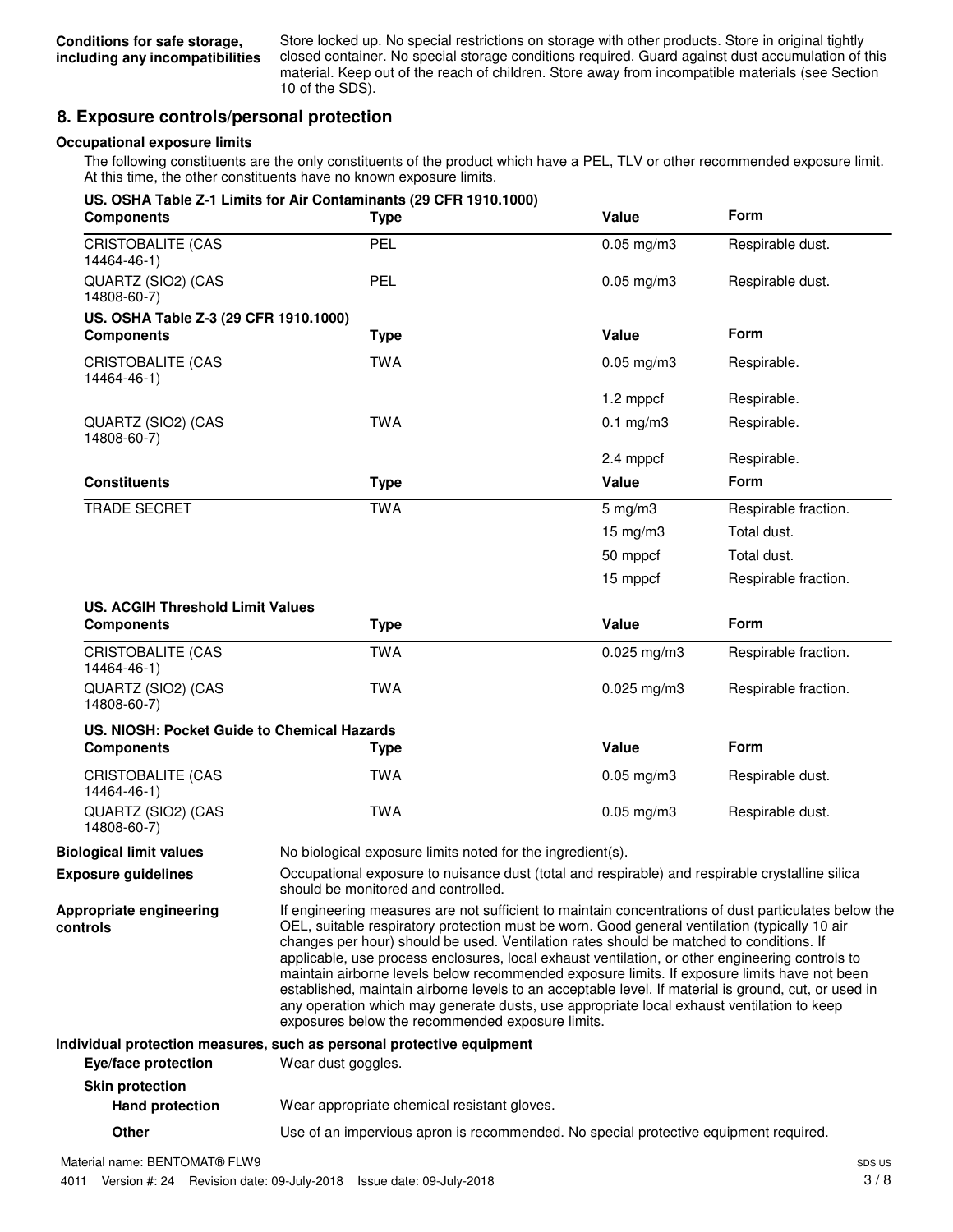**Conditions for safe storage, including any incompatibilities** Store locked up. No special restrictions on storage with other products. Store in original tightly closed container. No special storage conditions required. Guard against dust accumulation of this material. Keep out of the reach of children. Store away from incompatible materials (see Section 10 of the SDS).

## 8. Exposure controls/personal protection

### Occupational exposure limits

The following constituents are the only constituents of the product which have a PEL, TLV or other recommended exposure limit. At this time, the other constituents have no known exposure limits.

**US. OSHA Table Z-1 Limits for Air Contaminants (29 CFR 1910.1000)**

| Components | Type | Value | Form |
|---|---|---|---|
| CRISTOBALITE (CAS 14464-46-1) | PEL | 0.05 mg/m3 | Respirable dust. |
| QUARTZ (SIO2) (CAS 14808-60-7) | PEL | 0.05 mg/m3 | Respirable dust. |

**US. OSHA Table Z-3 (29 CFR 1910.1000)**

| Components | Type | Value | Form |
|---|---|---|---|
| CRISTOBALITE (CAS 14464-46-1) | TWA | 0.05 mg/m3 | Respirable. |
| | | 1.2 mppcf | Respirable. |
| QUARTZ (SIO2) (CAS 14808-60-7) | TWA | 0.1 mg/m3 | Respirable. |
| | | 2.4 mppcf | Respirable. |

| Constituents | Type | Value | Form |
|---|---|---|---|
| TRADE SECRET | TWA | 5 mg/m3 | Respirable fraction. |
| | | 15 mg/m3 | Total dust. |
| | | 50 mppcf | Total dust. |
| | | 15 mppcf | Respirable fraction. |

**US. ACGIH Threshold Limit Values**

| Components | Type | Value | Form |
|---|---|---|---|
| CRISTOBALITE (CAS 14464-46-1) | TWA | 0.025 mg/m3 | Respirable fraction. |
| QUARTZ (SIO2) (CAS 14808-60-7) | TWA | 0.025 mg/m3 | Respirable fraction. |

**US. NIOSH: Pocket Guide to Chemical Hazards**

| Components | Type | Value | Form |
|---|---|---|---|
| CRISTOBALITE (CAS 14464-46-1) | TWA | 0.05 mg/m3 | Respirable dust. |
| QUARTZ (SIO2) (CAS 14808-60-7) | TWA | 0.05 mg/m3 | Respirable dust. |

**Biological limit values** No biological exposure limits noted for the ingredient(s).

**Exposure guidelines** Occupational exposure to nuisance dust (total and respirable) and respirable crystalline silica should be monitored and controlled.

**Appropriate engineering controls** If engineering measures are not sufficient to maintain concentrations of dust particulates below the OEL, suitable respiratory protection must be worn. Good general ventilation (typically 10 air changes per hour) should be used. Ventilation rates should be matched to conditions. If applicable, use process enclosures, local exhaust ventilation, or other engineering controls to maintain airborne levels below recommended exposure limits. If exposure limits have not been established, maintain airborne levels to an acceptable level. If material is ground, cut, or used in any operation which may generate dusts, use appropriate local exhaust ventilation to keep exposures below the recommended exposure limits.

### Individual protection measures, such as personal protective equipment

**Eye/face protection** Wear dust goggles.

**Skin protection**

**Hand protection** Wear appropriate chemical resistant gloves.

**Other** Use of an impervious apron is recommended. No special protective equipment required.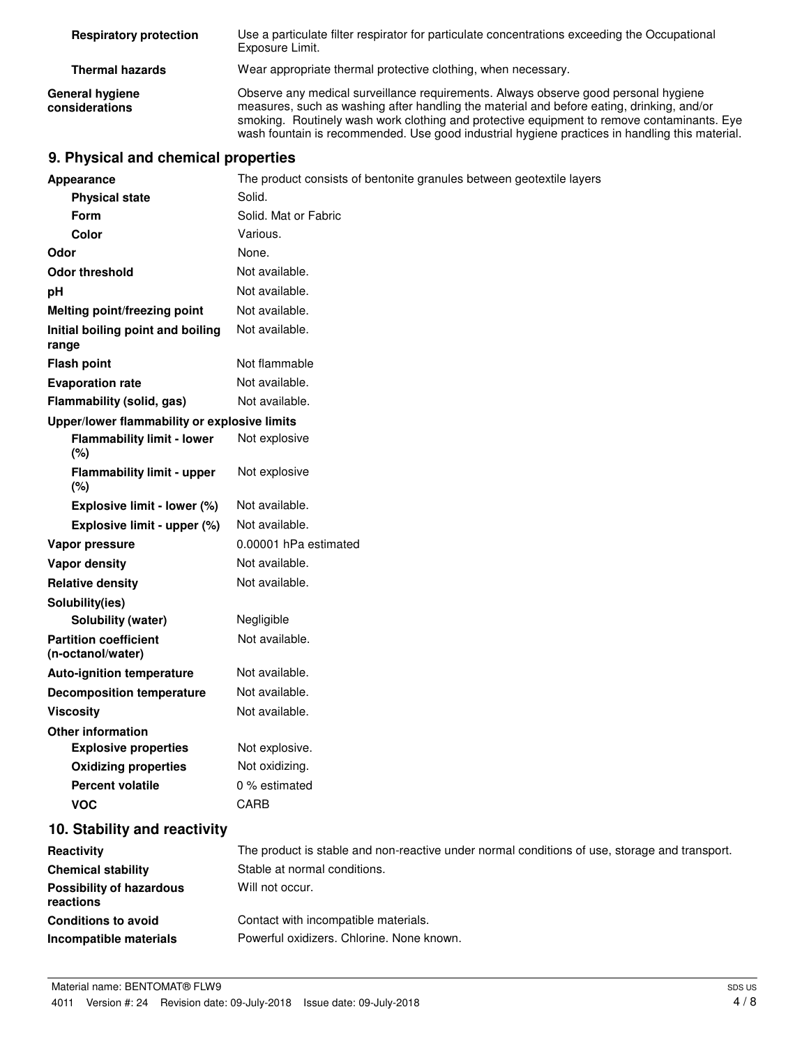| | |
|---|---|
| **Respiratory protection** | Use a particulate filter respirator for particulate concentrations exceeding the Occupational Exposure Limit. |
| **Thermal hazards** | Wear appropriate thermal protective clothing, when necessary. |
| **General hygiene considerations** | Observe any medical surveillance requirements. Always observe good personal hygiene measures, such as washing after handling the material and before eating, drinking, and/or smoking. Routinely wash work clothing and protective equipment to remove contaminants. Eye wash fountain is recommended. Use good industrial hygiene practices in handling this material. |

## 9. Physical and chemical properties

| | |
|---|---|
| **Appearance** | The product consists of bentonite granules between geotextile layers |
| **Physical state** | Solid. |
| **Form** | Solid. Mat or Fabric |
| **Color** | Various. |
| **Odor** | None. |
| **Odor threshold** | Not available. |
| **pH** | Not available. |
| **Melting point/freezing point** | Not available. |
| **Initial boiling point and boiling range** | Not available. |
| **Flash point** | Not flammable |
| **Evaporation rate** | Not available. |
| **Flammability (solid, gas)** | Not available. |
| **Upper/lower flammability or explosive limits** | |
| **Flammability limit - lower (%)** | Not explosive |
| **Flammability limit - upper (%)** | Not explosive |
| **Explosive limit - lower (%)** | Not available. |
| **Explosive limit - upper (%)** | Not available. |
| **Vapor pressure** | 0.00001 hPa estimated |
| **Vapor density** | Not available. |
| **Relative density** | Not available. |
| **Solubility(ies)** | |
| **Solubility (water)** | Negligible |
| **Partition coefficient (n-octanol/water)** | Not available. |
| **Auto-ignition temperature** | Not available. |
| **Decomposition temperature** | Not available. |
| **Viscosity** | Not available. |
| **Other information** | |
| **Explosive properties** | Not explosive. |
| **Oxidizing properties** | Not oxidizing. |
| **Percent volatile** | 0 % estimated |
| **VOC** | CARB |

## 10. Stability and reactivity

| | |
|---|---|
| **Reactivity** | The product is stable and non-reactive under normal conditions of use, storage and transport. |
| **Chemical stability** | Stable at normal conditions. |
| **Possibility of hazardous reactions** | Will not occur. |
| **Conditions to avoid** | Contact with incompatible materials. |
| **Incompatible materials** | Powerful oxidizers. Chlorine. None known. |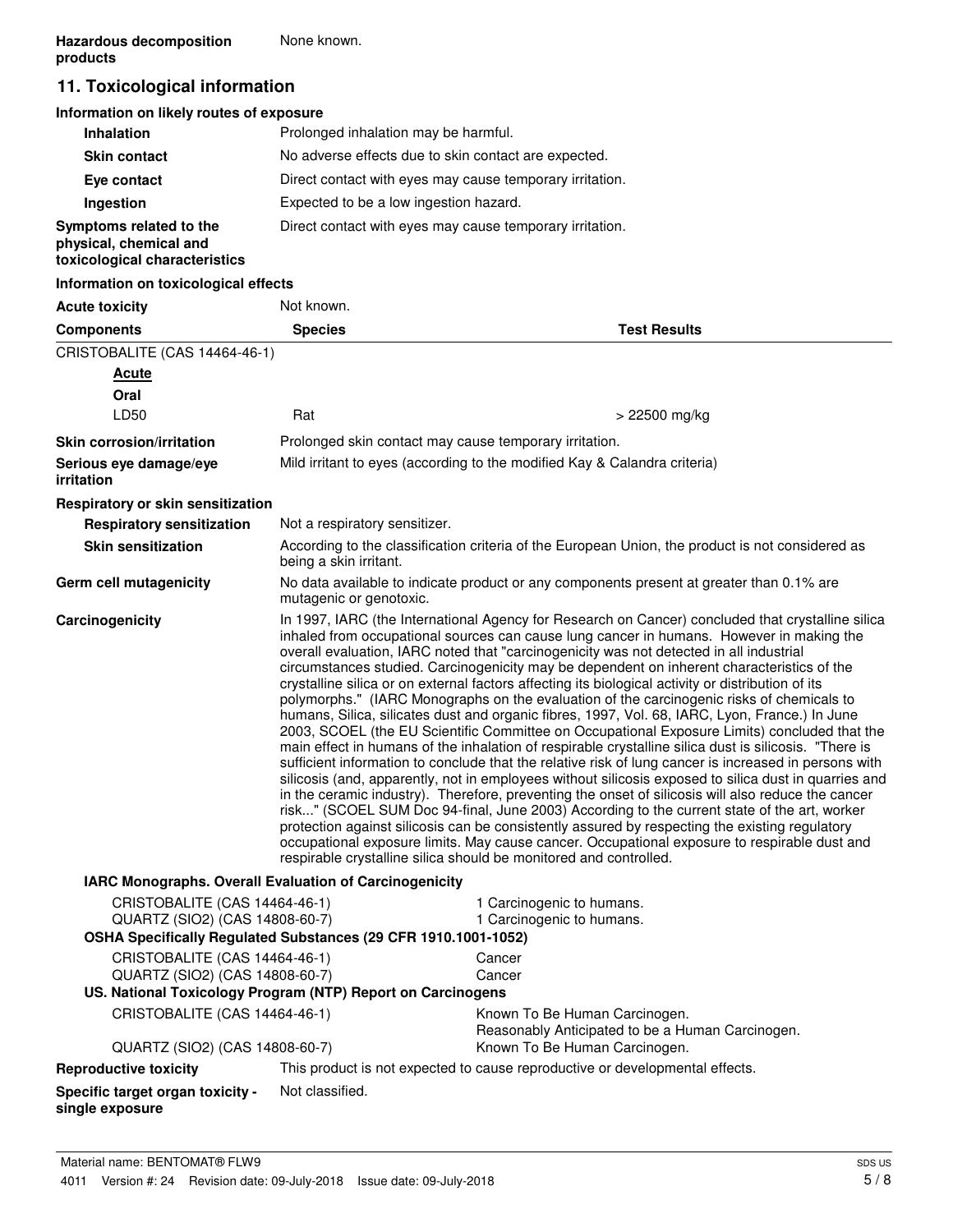**Hazardous decomposition products** None known.

## 11. Toxicological information

**Information on likely routes of exposure**

| | |
|---|---|
| **Inhalation** | Prolonged inhalation may be harmful. |
| **Skin contact** | No adverse effects due to skin contact are expected. |
| **Eye contact** | Direct contact with eyes may cause temporary irritation. |
| **Ingestion** | Expected to be a low ingestion hazard. |
| **Symptoms related to the physical, chemical and toxicological characteristics** | Direct contact with eyes may cause temporary irritation. |

**Information on toxicological effects**

**Acute toxicity** Not known.

| Components | Species | Test Results |
|---|---|---|
| CRISTOBALITE (CAS 14464-46-1) | | |
| ***Acute*** | | |
| **Oral** | | |
| LD50 | Rat | > 22500 mg/kg |

| | |
|---|---|
| **Skin corrosion/irritation** | Prolonged skin contact may cause temporary irritation. |
| **Serious eye damage/eye irritation** | Mild irritant to eyes (according to the modified Kay & Calandra criteria) |

**Respiratory or skin sensitization**

| | |
|---|---|
| **Respiratory sensitization** | Not a respiratory sensitizer. |
| **Skin sensitization** | According to the classification criteria of the European Union, the product is not considered as being a skin irritant. |
| **Germ cell mutagenicity** | No data available to indicate product or any components present at greater than 0.1% are mutagenic or genotoxic. |

**Carcinogenicity**

In 1997, IARC (the International Agency for Research on Cancer) concluded that crystalline silica inhaled from occupational sources can cause lung cancer in humans. However in making the overall evaluation, IARC noted that "carcinogenicity was not detected in all industrial circumstances studied. Carcinogenicity may be dependent on inherent characteristics of the crystalline silica or on external factors affecting its biological activity or distribution of its polymorphs." (IARC Monographs on the evaluation of the carcinogenic risks of chemicals to humans, Silica, silicates dust and organic fibres, 1997, Vol. 68, IARC, Lyon, France.) In June 2003, SCOEL (the EU Scientific Committee on Occupational Exposure Limits) concluded that the main effect in humans of the inhalation of respirable crystalline silica dust is silicosis. "There is sufficient information to conclude that the relative risk of lung cancer is increased in persons with silicosis (and, apparently, not in employees without silicosis exposed to silica dust in quarries and in the ceramic industry). Therefore, preventing the onset of silicosis will also reduce the cancer risk..." (SCOEL SUM Doc 94-final, June 2003) According to the current state of the art, worker protection against silicosis can be consistently assured by respecting the existing regulatory occupational exposure limits. May cause cancer. Occupational exposure to respirable dust and respirable crystalline silica should be monitored and controlled.

**IARC Monographs. Overall Evaluation of Carcinogenicity**

| | |
|---|---|
| CRISTOBALITE (CAS 14464-46-1) | 1 Carcinogenic to humans. |
| QUARTZ (SIO2) (CAS 14808-60-7) | 1 Carcinogenic to humans. |

**OSHA Specifically Regulated Substances (29 CFR 1910.1001-1052)**

| | |
|---|---|
| CRISTOBALITE (CAS 14464-46-1) | Cancer |
| QUARTZ (SIO2) (CAS 14808-60-7) | Cancer |

**US. National Toxicology Program (NTP) Report on Carcinogens**

| | |
|---|---|
| CRISTOBALITE (CAS 14464-46-1) | Known To Be Human Carcinogen. |
| | Reasonably Anticipated to be a Human Carcinogen. |
| QUARTZ (SIO2) (CAS 14808-60-7) | Known To Be Human Carcinogen. |

| | |
|---|---|
| **Reproductive toxicity** | This product is not expected to cause reproductive or developmental effects. |
| **Specific target organ toxicity - single exposure** | Not classified. |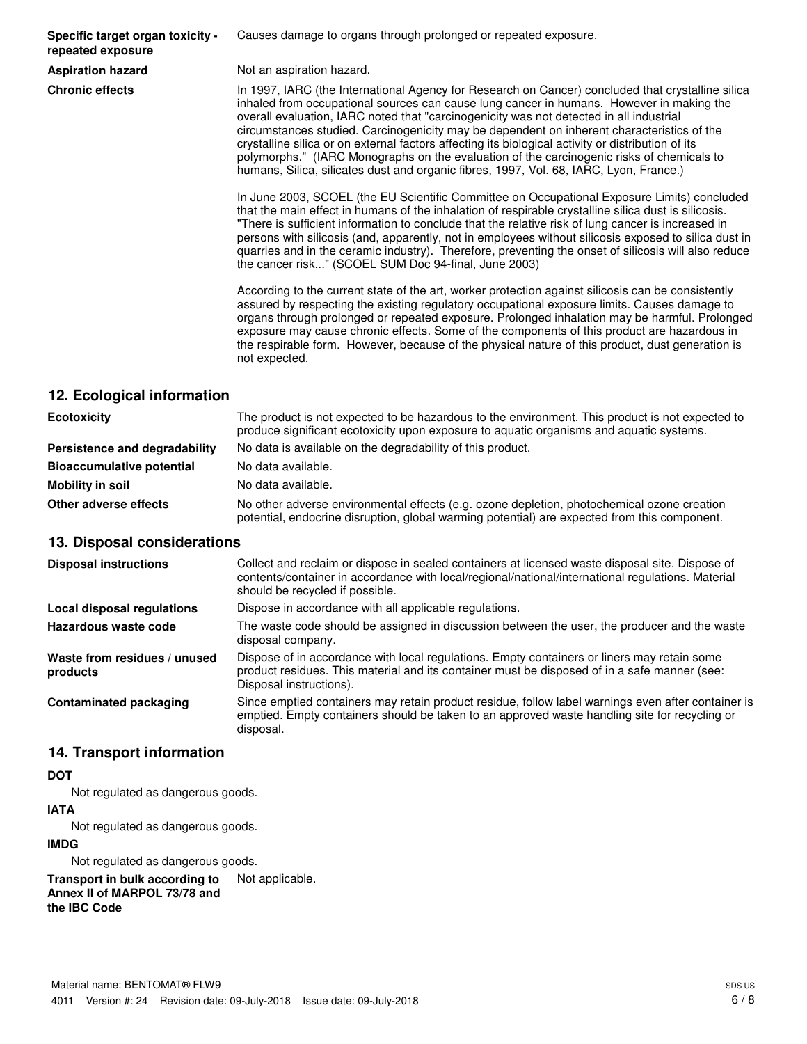| | |
|---|---|
| **Specific target organ toxicity - repeated exposure** | Causes damage to organs through prolonged or repeated exposure. |
| **Aspiration hazard** | Not an aspiration hazard. |
| **Chronic effects** | In 1997, IARC (the International Agency for Research on Cancer) concluded that crystalline silica inhaled from occupational sources can cause lung cancer in humans. However in making the overall evaluation, IARC noted that "carcinogenicity was not detected in all industrial circumstances studied. Carcinogenicity may be dependent on inherent characteristics of the crystalline silica or on external factors affecting its biological activity or distribution of its polymorphs." (IARC Monographs on the evaluation of the carcinogenic risks of chemicals to humans, Silica, silicates dust and organic fibres, 1997, Vol. 68, IARC, Lyon, France.)<br><br>In June 2003, SCOEL (the EU Scientific Committee on Occupational Exposure Limits) concluded that the main effect in humans of the inhalation of respirable crystalline silica dust is silicosis. "There is sufficient information to conclude that the relative risk of lung cancer is increased in persons with silicosis (and, apparently, not in employees without silicosis exposed to silica dust in quarries and in the ceramic industry). Therefore, preventing the onset of silicosis will also reduce the cancer risk..." (SCOEL SUM Doc 94-final, June 2003)<br><br>According to the current state of the art, worker protection against silicosis can be consistently assured by respecting the existing regulatory occupational exposure limits. Causes damage to organs through prolonged or repeated exposure. Prolonged inhalation may be harmful. Prolonged exposure may cause chronic effects. Some of the components of this product are hazardous in the respirable form. However, because of the physical nature of this product, dust generation is not expected. |

## 12. Ecological information

| | |
|---|---|
| **Ecotoxicity** | The product is not expected to be hazardous to the environment. This product is not expected to produce significant ecotoxicity upon exposure to aquatic organisms and aquatic systems. |
| **Persistence and degradability** | No data is available on the degradability of this product. |
| **Bioaccumulative potential** | No data available. |
| **Mobility in soil** | No data available. |
| **Other adverse effects** | No other adverse environmental effects (e.g. ozone depletion, photochemical ozone creation potential, endocrine disruption, global warming potential) are expected from this component. |

## 13. Disposal considerations

| | |
|---|---|
| **Disposal instructions** | Collect and reclaim or dispose in sealed containers at licensed waste disposal site. Dispose of contents/container in accordance with local/regional/national/international regulations. Material should be recycled if possible. |
| **Local disposal regulations** | Dispose in accordance with all applicable regulations. |
| **Hazardous waste code** | The waste code should be assigned in discussion between the user, the producer and the waste disposal company. |
| **Waste from residues / unused products** | Dispose of in accordance with local regulations. Empty containers or liners may retain some product residues. This material and its container must be disposed of in a safe manner (see: Disposal instructions). |
| **Contaminated packaging** | Since emptied containers may retain product residue, follow label warnings even after container is emptied. Empty containers should be taken to an approved waste handling site for recycling or disposal. |

## 14. Transport information

**DOT**

Not regulated as dangerous goods.

**IATA**

Not regulated as dangerous goods.

**IMDG**

Not regulated as dangerous goods.

| | |
|---|---|
| **Transport in bulk according to Annex II of MARPOL 73/78 and the IBC Code** | Not applicable. |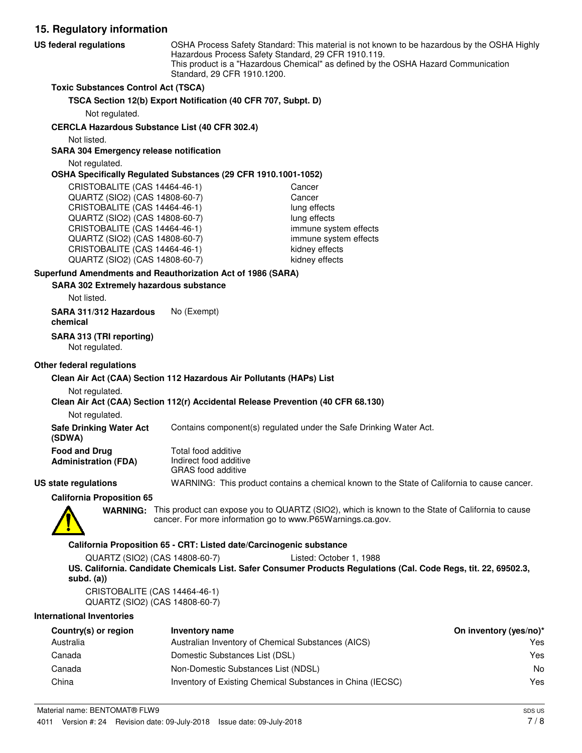## 15. Regulatory information

**US federal regulations**

OSHA Process Safety Standard: This material is not known to be hazardous by the OSHA Highly Hazardous Process Safety Standard, 29 CFR 1910.119.
This product is a "Hazardous Chemical" as defined by the OSHA Hazard Communication Standard, 29 CFR 1910.1200.

**Toxic Substances Control Act (TSCA)**

**TSCA Section 12(b) Export Notification (40 CFR 707, Subpt. D)**

Not regulated.

**CERCLA Hazardous Substance List (40 CFR 302.4)**

Not listed.

**SARA 304 Emergency release notification**

Not regulated.

**OSHA Specifically Regulated Substances (29 CFR 1910.1001-1052)**

| | |
|---|---|
| CRISTOBALITE (CAS 14464-46-1) | Cancer |
| QUARTZ (SIO2) (CAS 14808-60-7) | Cancer |
| CRISTOBALITE (CAS 14464-46-1) | lung effects |
| QUARTZ (SIO2) (CAS 14808-60-7) | lung effects |
| CRISTOBALITE (CAS 14464-46-1) | immune system effects |
| QUARTZ (SIO2) (CAS 14808-60-7) | immune system effects |
| CRISTOBALITE (CAS 14464-46-1) | kidney effects |
| QUARTZ (SIO2) (CAS 14808-60-7) | kidney effects |

**Superfund Amendments and Reauthorization Act of 1986 (SARA)**

**SARA 302 Extremely hazardous substance**

Not listed.

**SARA 311/312 Hazardous chemical** No (Exempt)

**SARA 313 (TRI reporting)**

Not regulated.

**Other federal regulations**

**Clean Air Act (CAA) Section 112 Hazardous Air Pollutants (HAPs) List**

Not regulated.

**Clean Air Act (CAA) Section 112(r) Accidental Release Prevention (40 CFR 68.130)**

Not regulated.

**Safe Drinking Water Act (SDWA)** Contains component(s) regulated under the Safe Drinking Water Act.

**Food and Drug Administration (FDA)**
Total food additive
Indirect food additive
GRAS food additive

**US state regulations** WARNING: This product contains a chemical known to the State of California to cause cancer.

**California Proposition 65**

**WARNING:** This product can expose you to QUARTZ (SIO2), which is known to the State of California to cause cancer. For more information go to www.P65Warnings.ca.gov.

**California Proposition 65 - CRT: Listed date/Carcinogenic substance**

QUARTZ (SIO2) (CAS 14808-60-7) Listed: October 1, 1988

**US. California. Candidate Chemicals List. Safer Consumer Products Regulations (Cal. Code Regs, tit. 22, 69502.3, subd. (a))**

CRISTOBALITE (CAS 14464-46-1)
QUARTZ (SIO2) (CAS 14808-60-7)

**International Inventories**

| Country(s) or region | Inventory name | On inventory (yes/no)* |
|---|---|---|
| Australia | Australian Inventory of Chemical Substances (AICS) | Yes |
| Canada | Domestic Substances List (DSL) | Yes |
| Canada | Non-Domestic Substances List (NDSL) | No |
| China | Inventory of Existing Chemical Substances in China (IECSC) | Yes |

Material name: BENTOMAT® FLW9
4011 Version #: 24 Revision date: 09-July-2018 Issue date: 09-July-2018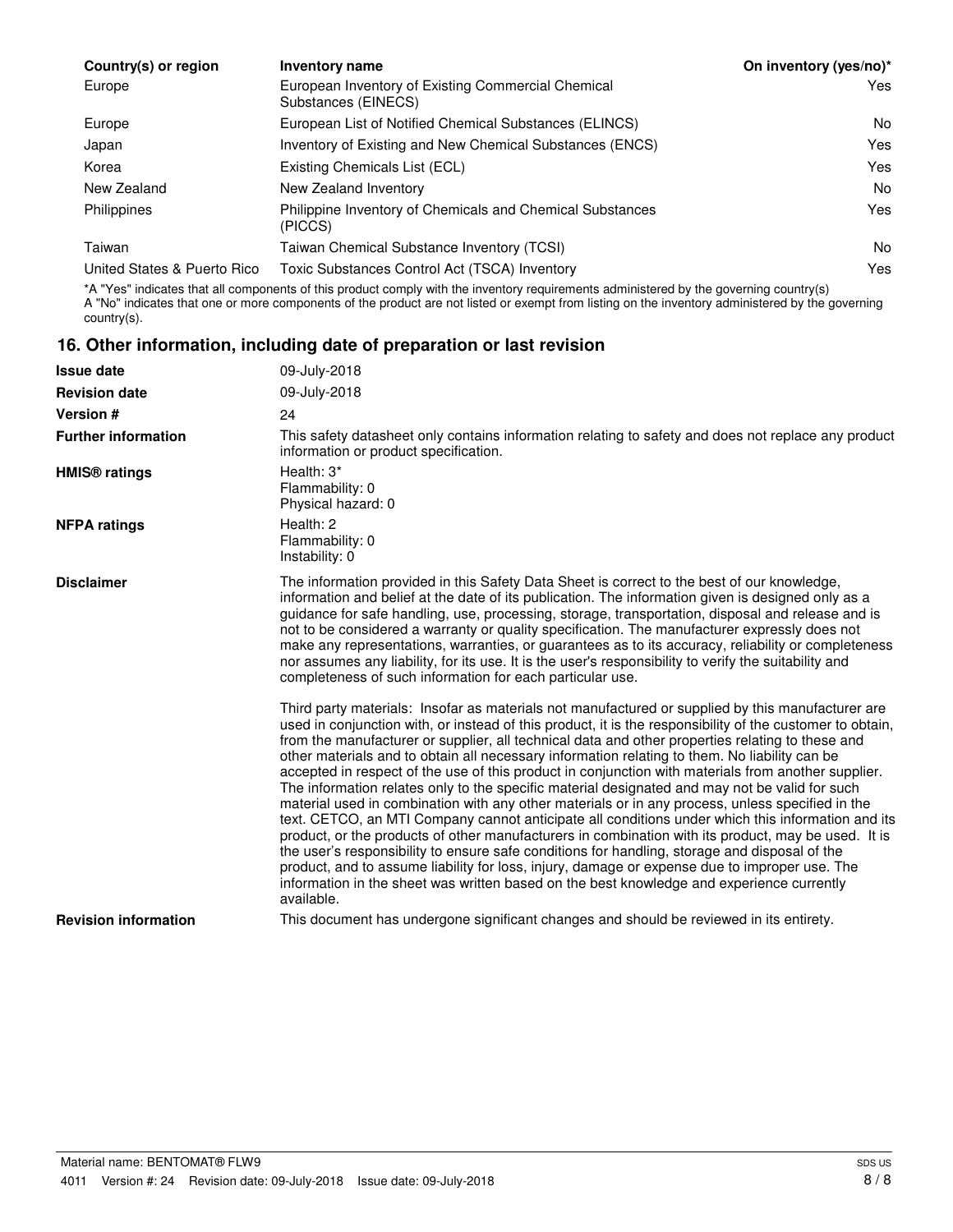| Country(s) or region | Inventory name | On inventory (yes/no)* |
|---|---|---|
| Europe | European Inventory of Existing Commercial Chemical Substances (EINECS) | Yes |
| Europe | European List of Notified Chemical Substances (ELINCS) | No |
| Japan | Inventory of Existing and New Chemical Substances (ENCS) | Yes |
| Korea | Existing Chemicals List (ECL) | Yes |
| New Zealand | New Zealand Inventory | No |
| Philippines | Philippine Inventory of Chemicals and Chemical Substances (PICCS) | Yes |
| Taiwan | Taiwan Chemical Substance Inventory (TCSI) | No |
| United States & Puerto Rico | Toxic Substances Control Act (TSCA) Inventory | Yes |

*A "Yes" indicates that all components of this product comply with the inventory requirements administered by the governing country(s)
A "No" indicates that one or more components of the product are not listed or exempt from listing on the inventory administered by the governing country(s).

## 16. Other information, including date of preparation or last revision

**Issue date** 09-July-2018

**Revision date** 09-July-2018

**Version #** 24

**Further information** This safety datasheet only contains information relating to safety and does not replace any product information or product specification.

**HMIS® ratings**
Health: 3*
Flammability: 0
Physical hazard: 0

**NFPA ratings**
Health: 2
Flammability: 0
Instability: 0

**Disclaimer** The information provided in this Safety Data Sheet is correct to the best of our knowledge, information and belief at the date of its publication. The information given is designed only as a guidance for safe handling, use, processing, storage, transportation, disposal and release and is not to be considered a warranty or quality specification. The manufacturer expressly does not make any representations, warranties, or guarantees as to its accuracy, reliability or completeness nor assumes any liability, for its use. It is the user's responsibility to verify the suitability and completeness of such information for each particular use.

Third party materials: Insofar as materials not manufactured or supplied by this manufacturer are used in conjunction with, or instead of this product, it is the responsibility of the customer to obtain, from the manufacturer or supplier, all technical data and other properties relating to these and other materials and to obtain all necessary information relating to them. No liability can be accepted in respect of the use of this product in conjunction with materials from another supplier. The information relates only to the specific material designated and may not be valid for such material used in combination with any other materials or in any process, unless specified in the text. CETCO, an MTI Company cannot anticipate all conditions under which this information and its product, or the products of other manufacturers in combination with its product, may be used. It is the user's responsibility to ensure safe conditions for handling, storage and disposal of the product, and to assume liability for loss, injury, damage or expense due to improper use. The information in the sheet was written based on the best knowledge and experience currently available.

**Revision information** This document has undergone significant changes and should be reviewed in its entirety.